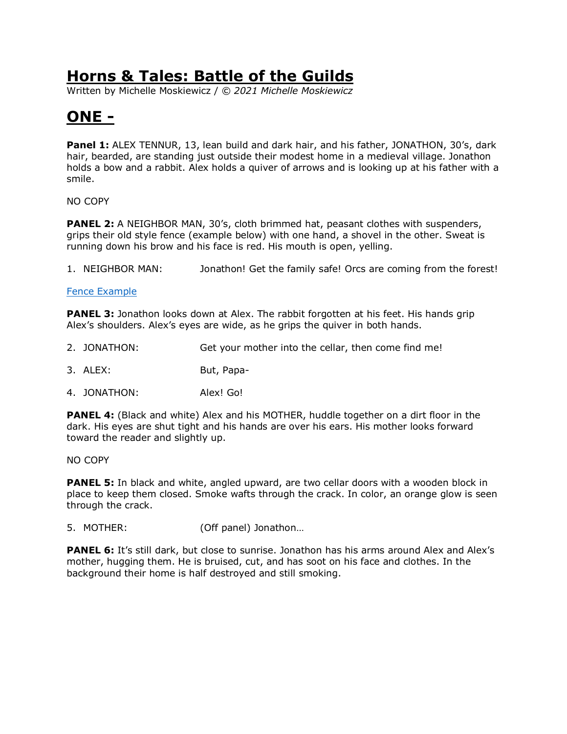# Horns & Tales: Battle of the Guilds

Written by Michelle Moskiewicz / *© 2021 Michelle Moskiewicz*

## ONE -

**Panel 1:** ALEX TENNUR, 13, lean build and dark hair, and his father, JONATHON, 30's, dark hair, bearded, are standing just outside their modest home in a medieval village. Jonathon holds a bow and a rabbit. Alex holds a quiver of arrows and is looking up at his father with a smile.

NO COPY

**PANEL 2:** A NEIGHBOR MAN, 30's, cloth brimmed hat, peasant clothes with suspenders, grips their old style fence (example below) with one hand, a shovel in the other. Sweat is running down his brow and his face is red. His mouth is open, yelling.

1. NEIGHBOR MAN: Jonathon! Get the family safe! Orcs are coming from the forest!

Fence Example

**PANEL 3:** Jonathon looks down at Alex. The rabbit forgotten at his feet. His hands grip Alex's shoulders. Alex's eyes are wide, as he grips the quiver in both hands.

2. JONATHON: Get your mother into the cellar, then come find me!
3. ALEX: But, Papa-
4. JONATHON: Alex! Go!

**PANEL 4:** (Black and white) Alex and his MOTHER, huddle together on a dirt floor in the dark. His eyes are shut tight and his hands are over his ears. His mother looks forward toward the reader and slightly up.

NO COPY

**PANEL 5:** In black and white, angled upward, are two cellar doors with a wooden block in place to keep them closed. Smoke wafts through the crack. In color, an orange glow is seen through the crack.

5. MOTHER: (Off panel) Jonathon…

**PANEL 6:** It's still dark, but close to sunrise. Jonathon has his arms around Alex and Alex's mother, hugging them. He is bruised, cut, and has soot on his face and clothes. In the background their home is half destroyed and still smoking.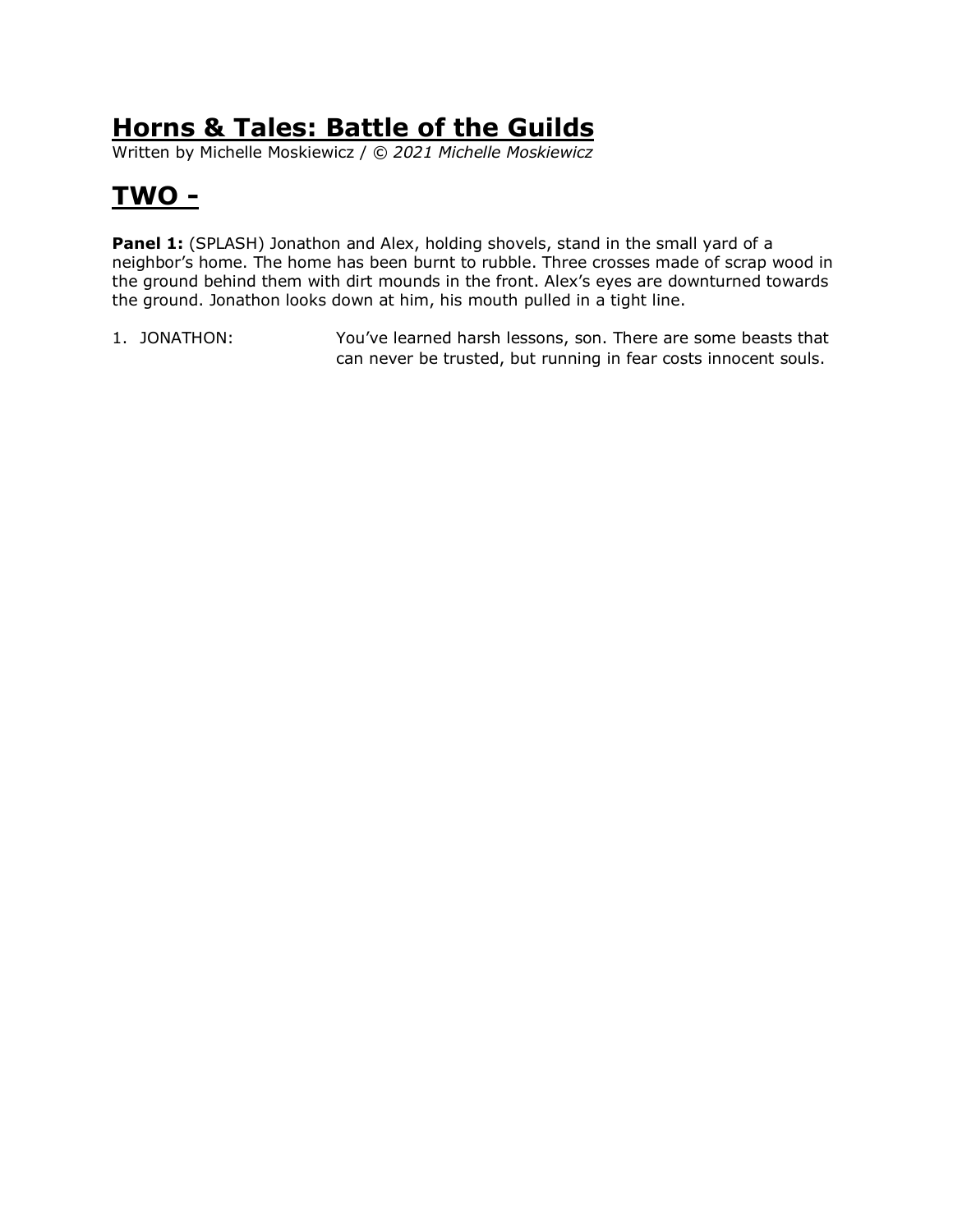# **Horns & Tales: Battle of the Guilds**

Written by Michelle Moskiewicz / *© 2021 Michelle Moskiewicz*

## **TWO -**

**Panel 1:** (SPLASH) Jonathon and Alex, holding shovels, stand in the small yard of a neighbor's home. The home has been burnt to rubble. Three crosses made of scrap wood in the ground behind them with dirt mounds in the front. Alex's eyes are downturned towards the ground. Jonathon looks down at him, his mouth pulled in a tight line.

1. JONATHON: You've learned harsh lessons, son. There are some beasts that can never be trusted, but running in fear costs innocent souls.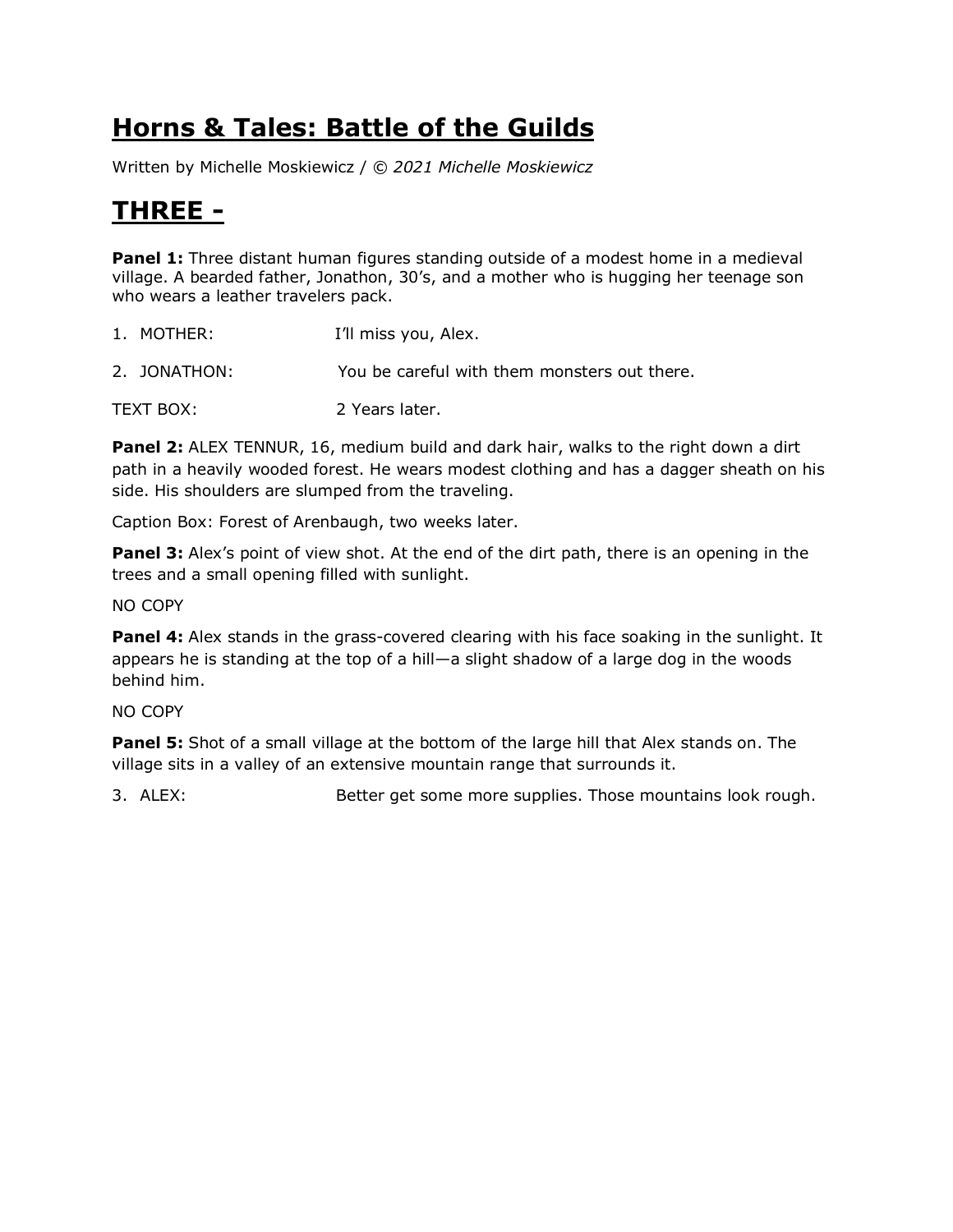# Horns & Tales: Battle of the Guilds

Written by Michelle Moskiewicz / *© 2021 Michelle Moskiewicz*

# THREE -

**Panel 1:** Three distant human figures standing outside of a modest home in a medieval village. A bearded father, Jonathon, 30's, and a mother who is hugging her teenage son who wears a leather travelers pack.

1. MOTHER: I'll miss you, Alex.
2. JONATHON: You be careful with them monsters out there.

TEXT BOX: 2 Years later.

**Panel 2:** ALEX TENNUR, 16, medium build and dark hair, walks to the right down a dirt path in a heavily wooded forest. He wears modest clothing and has a dagger sheath on his side. His shoulders are slumped from the traveling.

Caption Box: Forest of Arenbaugh, two weeks later.

**Panel 3:** Alex's point of view shot. At the end of the dirt path, there is an opening in the trees and a small opening filled with sunlight.

NO COPY

**Panel 4:** Alex stands in the grass-covered clearing with his face soaking in the sunlight. It appears he is standing at the top of a hill—a slight shadow of a large dog in the woods behind him.

NO COPY

**Panel 5:** Shot of a small village at the bottom of the large hill that Alex stands on. The village sits in a valley of an extensive mountain range that surrounds it.

3. ALEX: Better get some more supplies. Those mountains look rough.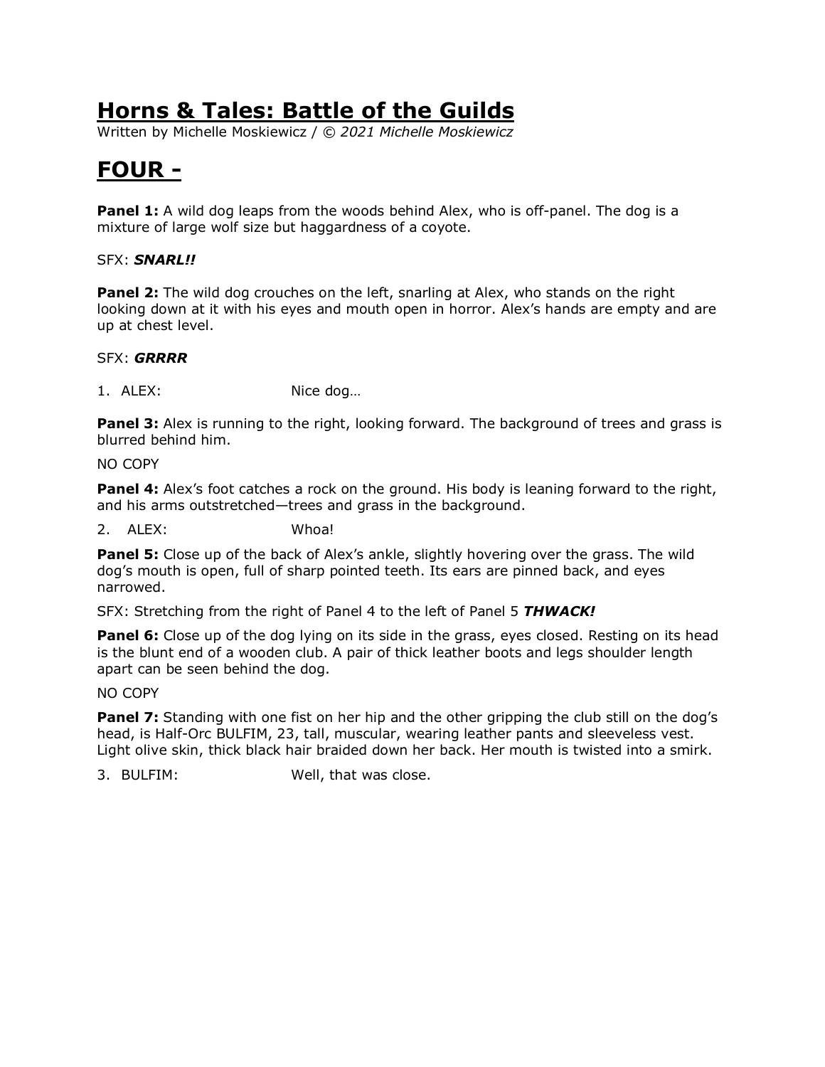# Horns & Tales: Battle of the Guilds

Written by Michelle Moskiewicz / *© 2021 Michelle Moskiewicz*

# FOUR -

**Panel 1:** A wild dog leaps from the woods behind Alex, who is off-panel. The dog is a mixture of large wolf size but haggardness of a coyote.

SFX: ***SNARL!!***

**Panel 2:** The wild dog crouches on the left, snarling at Alex, who stands on the right looking down at it with his eyes and mouth open in horror. Alex's hands are empty and are up at chest level.

SFX: ***GRRRR***

1. ALEX: Nice dog…

**Panel 3:** Alex is running to the right, looking forward. The background of trees and grass is blurred behind him.

NO COPY

**Panel 4:** Alex's foot catches a rock on the ground. His body is leaning forward to the right, and his arms outstretched—trees and grass in the background.

2. ALEX: Whoa!

**Panel 5:** Close up of the back of Alex's ankle, slightly hovering over the grass. The wild dog's mouth is open, full of sharp pointed teeth. Its ears are pinned back, and eyes narrowed.

SFX: Stretching from the right of Panel 4 to the left of Panel 5 ***THWACK!***

**Panel 6:** Close up of the dog lying on its side in the grass, eyes closed. Resting on its head is the blunt end of a wooden club. A pair of thick leather boots and legs shoulder length apart can be seen behind the dog.

NO COPY

**Panel 7:** Standing with one fist on her hip and the other gripping the club still on the dog's head, is Half-Orc BULFIM, 23, tall, muscular, wearing leather pants and sleeveless vest. Light olive skin, thick black hair braided down her back. Her mouth is twisted into a smirk.

3. BULFIM: Well, that was close.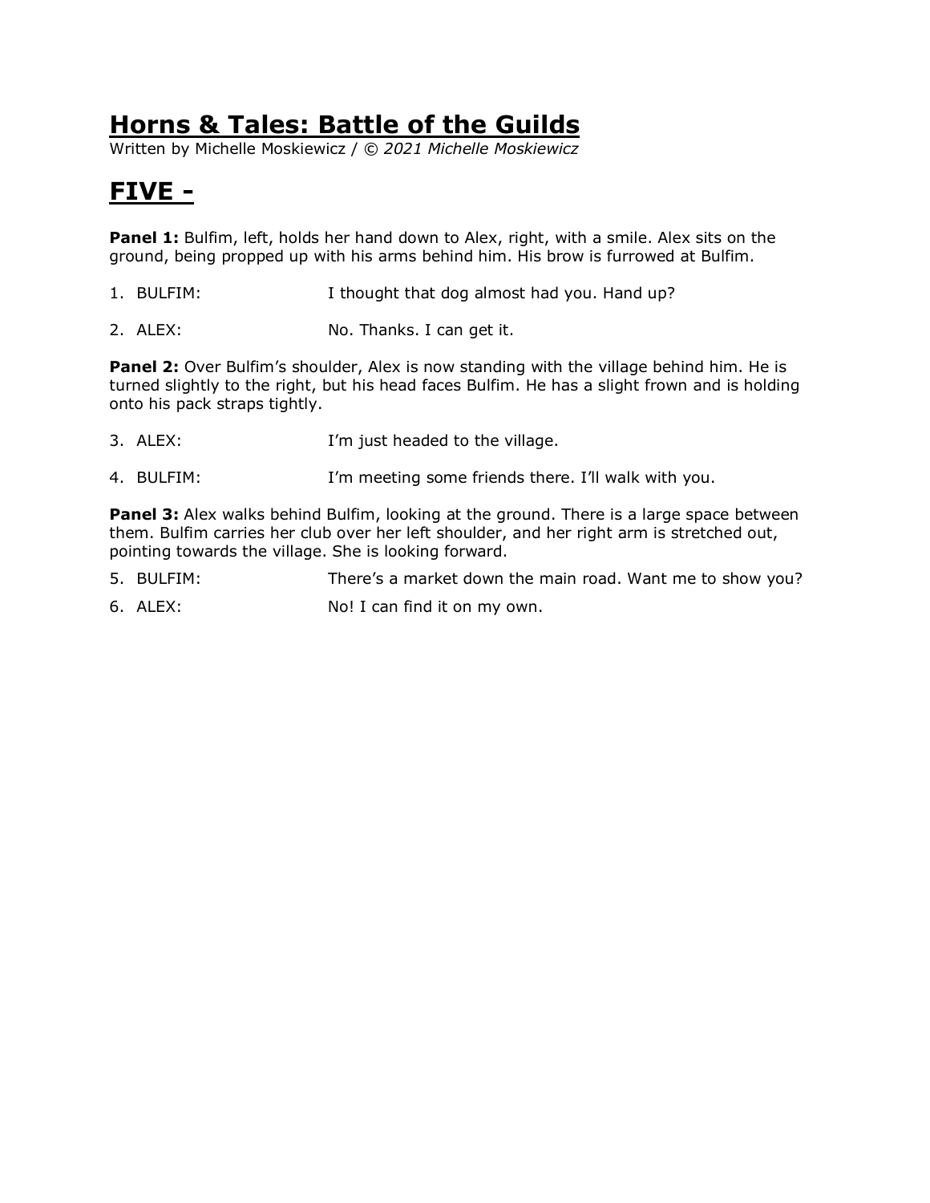# Horns & Tales: Battle of the Guilds

Written by Michelle Moskiewicz / *© 2021 Michelle Moskiewicz*

## FIVE -

**Panel 1:** Bulfim, left, holds her hand down to Alex, right, with a smile. Alex sits on the ground, being propped up with his arms behind him. His brow is furrowed at Bulfim.

1. BULFIM: I thought that dog almost had you. Hand up?
2. ALEX: No. Thanks. I can get it.

**Panel 2:** Over Bulfim's shoulder, Alex is now standing with the village behind him. He is turned slightly to the right, but his head faces Bulfim. He has a slight frown and is holding onto his pack straps tightly.

3. ALEX: I'm just headed to the village.
4. BULFIM: I'm meeting some friends there. I'll walk with you.

**Panel 3:** Alex walks behind Bulfim, looking at the ground. There is a large space between them. Bulfim carries her club over her left shoulder, and her right arm is stretched out, pointing towards the village. She is looking forward.

5. BULFIM: There's a market down the main road. Want me to show you?
6. ALEX: No! I can find it on my own.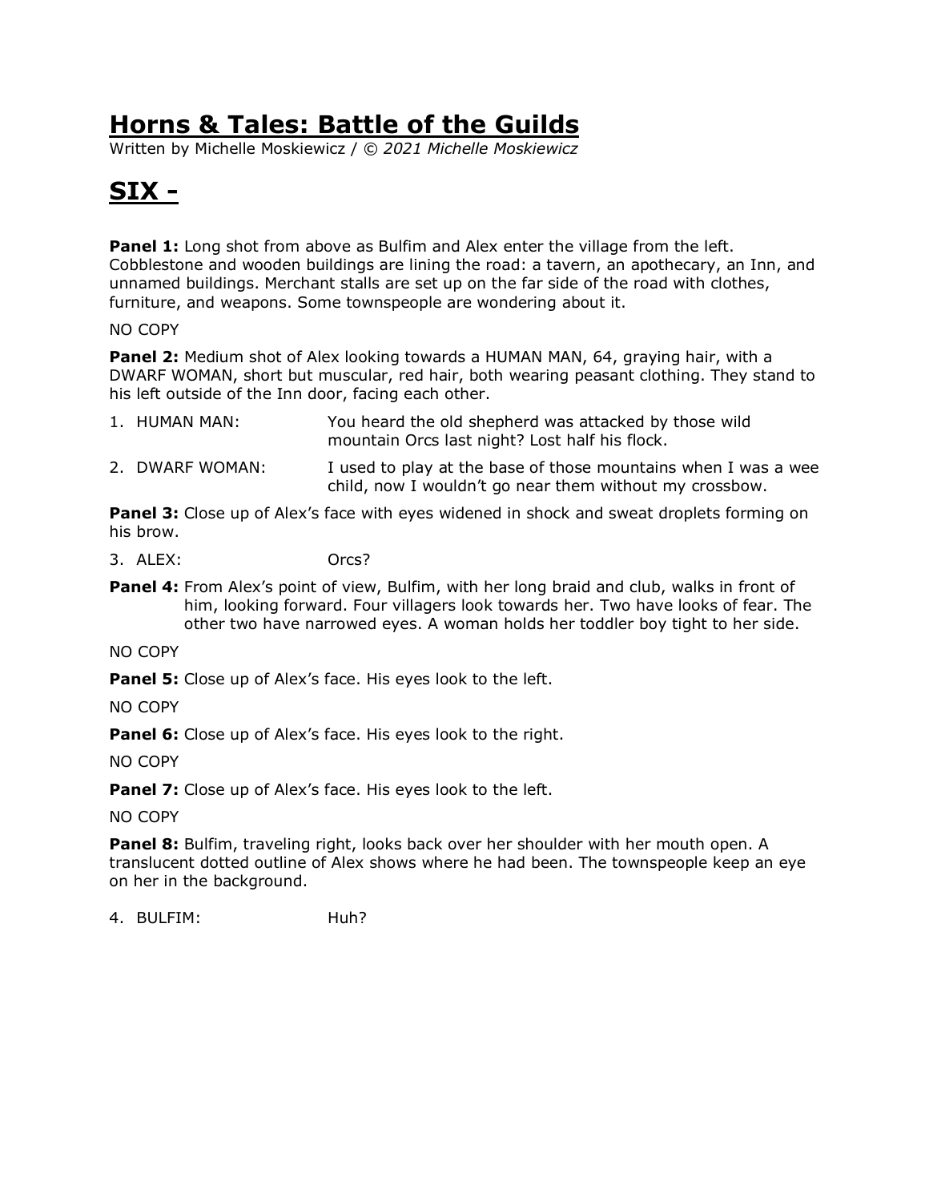# **Horns & Tales: Battle of the Guilds**

Written by Michelle Moskiewicz / *© 2021 Michelle Moskiewicz*

## **SIX -**

**Panel 1:** Long shot from above as Bulfim and Alex enter the village from the left. Cobblestone and wooden buildings are lining the road: a tavern, an apothecary, an Inn, and unnamed buildings. Merchant stalls are set up on the far side of the road with clothes, furniture, and weapons. Some townspeople are wondering about it.

NO COPY

**Panel 2:** Medium shot of Alex looking towards a HUMAN MAN, 64, graying hair, with a DWARF WOMAN, short but muscular, red hair, both wearing peasant clothing. They stand to his left outside of the Inn door, facing each other.

1. HUMAN MAN: You heard the old shepherd was attacked by those wild mountain Orcs last night? Lost half his flock.
2. DWARF WOMAN: I used to play at the base of those mountains when I was a wee child, now I wouldn't go near them without my crossbow.

**Panel 3:** Close up of Alex's face with eyes widened in shock and sweat droplets forming on his brow.

3. ALEX: Orcs?

**Panel 4:** From Alex's point of view, Bulfim, with her long braid and club, walks in front of him, looking forward. Four villagers look towards her. Two have looks of fear. The other two have narrowed eyes. A woman holds her toddler boy tight to her side.

NO COPY

**Panel 5:** Close up of Alex's face. His eyes look to the left.

NO COPY

**Panel 6:** Close up of Alex's face. His eyes look to the right.

NO COPY

**Panel 7:** Close up of Alex's face. His eyes look to the left.

NO COPY

**Panel 8:** Bulfim, traveling right, looks back over her shoulder with her mouth open. A translucent dotted outline of Alex shows where he had been. The townspeople keep an eye on her in the background.

4. BULFIM: Huh?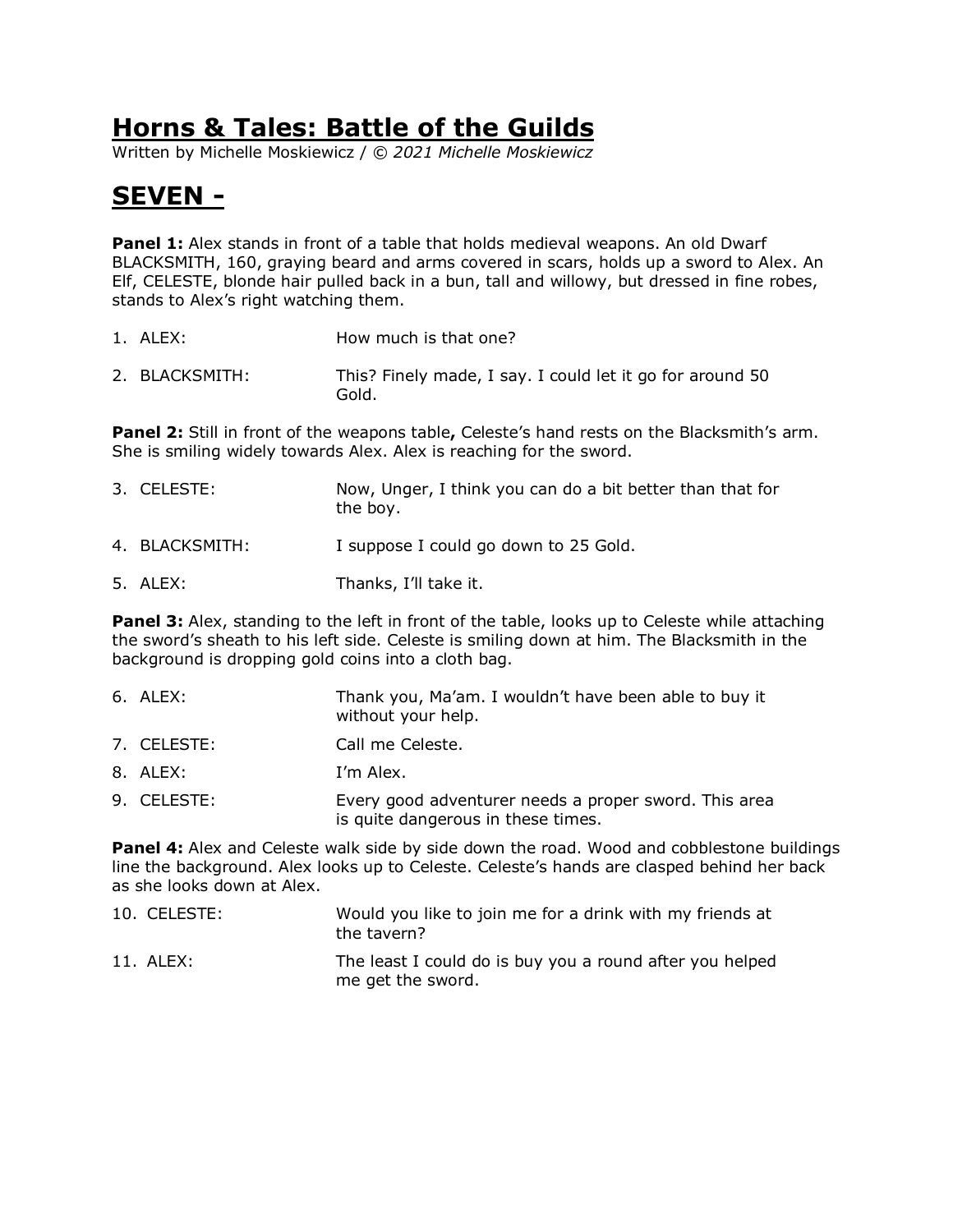# Horns & Tales: Battle of the Guilds

Written by Michelle Moskiewicz / *© 2021 Michelle Moskiewicz*

## SEVEN -

**Panel 1:** Alex stands in front of a table that holds medieval weapons. An old Dwarf BLACKSMITH, 160, graying beard and arms covered in scars, holds up a sword to Alex. An Elf, CELESTE, blonde hair pulled back in a bun, tall and willowy, but dressed in fine robes, stands to Alex's right watching them.

1. ALEX: How much is that one?

2. BLACKSMITH: This? Finely made, I say. I could let it go for around 50 Gold.

**Panel 2:** Still in front of the weapons table**,** Celeste's hand rests on the Blacksmith's arm. She is smiling widely towards Alex. Alex is reaching for the sword.

3. CELESTE: Now, Unger, I think you can do a bit better than that for the boy.

4. BLACKSMITH: I suppose I could go down to 25 Gold.

5. ALEX: Thanks, I'll take it.

**Panel 3:** Alex, standing to the left in front of the table, looks up to Celeste while attaching the sword's sheath to his left side. Celeste is smiling down at him. The Blacksmith in the background is dropping gold coins into a cloth bag.

6. ALEX: Thank you, Ma'am. I wouldn't have been able to buy it without your help.

7. CELESTE: Call me Celeste.

8. ALEX: I'm Alex.

9. CELESTE: Every good adventurer needs a proper sword. This area is quite dangerous in these times.

**Panel 4:** Alex and Celeste walk side by side down the road. Wood and cobblestone buildings line the background. Alex looks up to Celeste. Celeste's hands are clasped behind her back as she looks down at Alex.

10. CELESTE: Would you like to join me for a drink with my friends at the tavern?

11. ALEX: The least I could do is buy you a round after you helped me get the sword.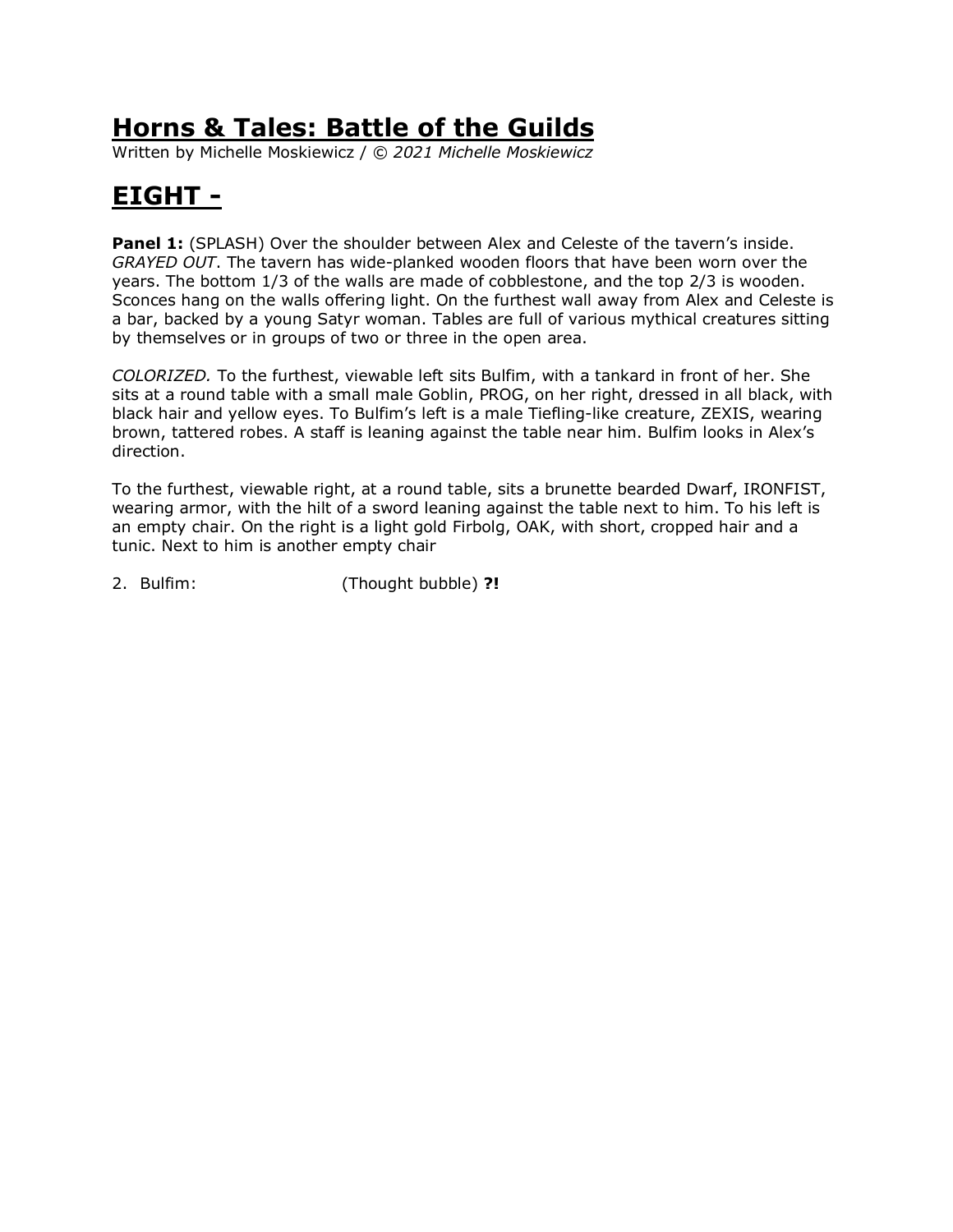# Horns & Tales: Battle of the Guilds

Written by Michelle Moskiewicz / *© 2021 Michelle Moskiewicz*

## EIGHT -

**Panel 1:** (SPLASH) Over the shoulder between Alex and Celeste of the tavern's inside. *GRAYED OUT*. The tavern has wide-planked wooden floors that have been worn over the years. The bottom 1/3 of the walls are made of cobblestone, and the top 2/3 is wooden. Sconces hang on the walls offering light. On the furthest wall away from Alex and Celeste is a bar, backed by a young Satyr woman. Tables are full of various mythical creatures sitting by themselves or in groups of two or three in the open area.

*COLORIZED.* To the furthest, viewable left sits Bulfim, with a tankard in front of her. She sits at a round table with a small male Goblin, PROG, on her right, dressed in all black, with black hair and yellow eyes. To Bulfim's left is a male Tiefling-like creature, ZEXIS, wearing brown, tattered robes. A staff is leaning against the table near him. Bulfim looks in Alex's direction.

To the furthest, viewable right, at a round table, sits a brunette bearded Dwarf, IRONFIST, wearing armor, with the hilt of a sword leaning against the table next to him. To his left is an empty chair. On the right is a light gold Firbolg, OAK, with short, cropped hair and a tunic. Next to him is another empty chair

2. Bulfim: (Thought bubble) **?!**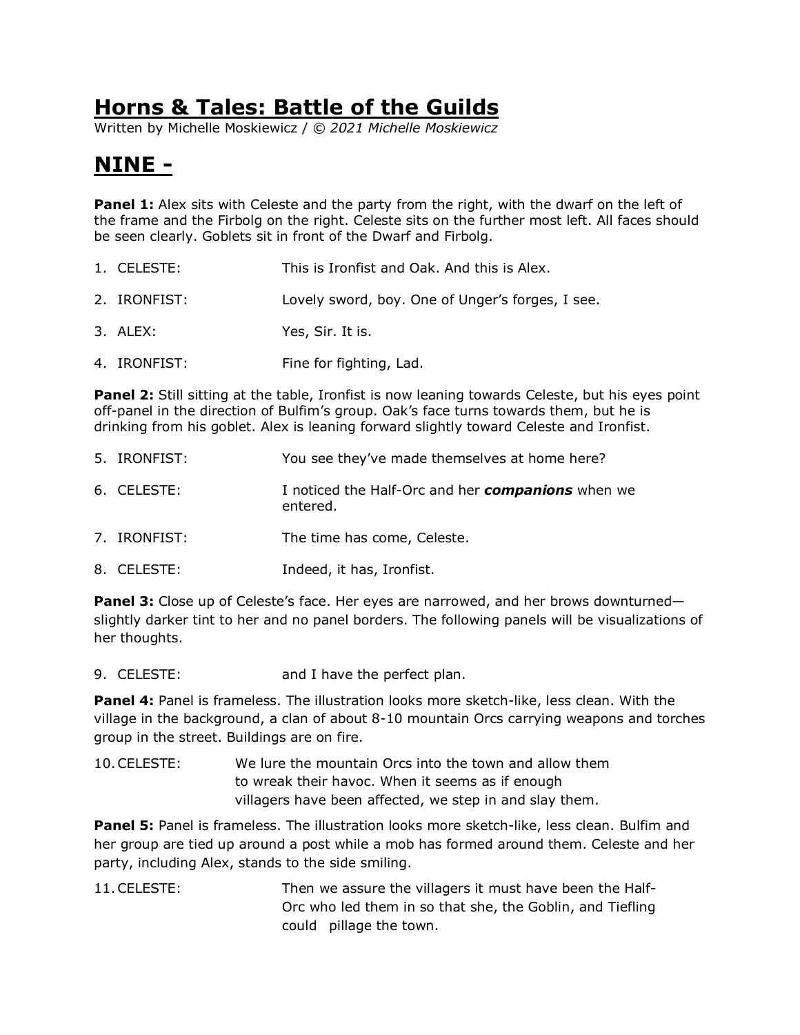# Horns & Tales: Battle of the Guilds

Written by Michelle Moskiewicz / *© 2021 Michelle Moskiewicz*

## NINE -

**Panel 1:** Alex sits with Celeste and the party from the right, with the dwarf on the left of the frame and the Firbolg on the right. Celeste sits on the further most left. All faces should be seen clearly. Goblets sit in front of the Dwarf and Firbolg.

1. CELESTE: This is Ironfist and Oak. And this is Alex.
2. IRONFIST: Lovely sword, boy. One of Unger's forges, I see.
3. ALEX: Yes, Sir. It is.
4. IRONFIST: Fine for fighting, Lad.

**Panel 2:** Still sitting at the table, Ironfist is now leaning towards Celeste, but his eyes point off-panel in the direction of Bulfim's group. Oak's face turns towards them, but he is drinking from his goblet. Alex is leaning forward slightly toward Celeste and Ironfist.

5. IRONFIST: You see they've made themselves at home here?
6. CELESTE: I noticed the Half-Orc and her ***companions*** when we entered.
7. IRONFIST: The time has come, Celeste.
8. CELESTE: Indeed, it has, Ironfist.

**Panel 3:** Close up of Celeste's face. Her eyes are narrowed, and her brows downturned—slightly darker tint to her and no panel borders. The following panels will be visualizations of her thoughts.

9. CELESTE: and I have the perfect plan.

**Panel 4:** Panel is frameless. The illustration looks more sketch-like, less clean. With the village in the background, a clan of about 8-10 mountain Orcs carrying weapons and torches group in the street. Buildings are on fire.

10. CELESTE: We lure the mountain Orcs into the town and allow them to wreak their havoc. When it seems as if enough villagers have been affected, we step in and slay them.

**Panel 5:** Panel is frameless. The illustration looks more sketch-like, less clean. Bulfim and her group are tied up around a post while a mob has formed around them. Celeste and her party, including Alex, stands to the side smiling.

11. CELESTE: Then we assure the villagers it must have been the Half-Orc who led them in so that she, the Goblin, and Tiefling could pillage the town.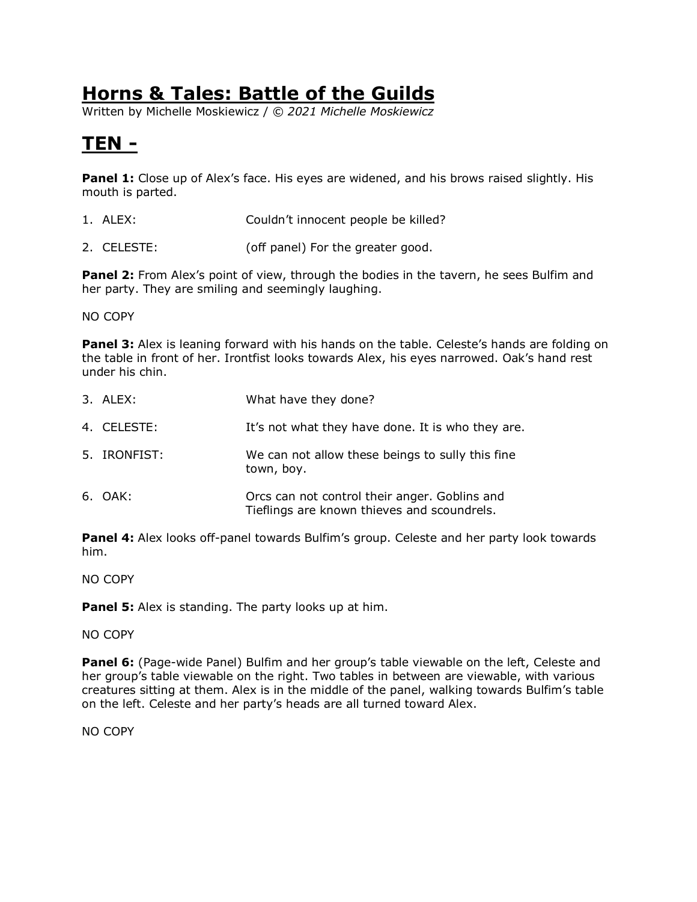# Horns & Tales: Battle of the Guilds

Written by Michelle Moskiewicz / *© 2021 Michelle Moskiewicz*

## TEN -

**Panel 1:** Close up of Alex's face. His eyes are widened, and his brows raised slightly. His mouth is parted.

1. ALEX: Couldn't innocent people be killed?
2. CELESTE: (off panel) For the greater good.

**Panel 2:** From Alex's point of view, through the bodies in the tavern, he sees Bulfim and her party. They are smiling and seemingly laughing.

NO COPY

**Panel 3:** Alex is leaning forward with his hands on the table. Celeste's hands are folding on the table in front of her. Irontfist looks towards Alex, his eyes narrowed. Oak's hand rest under his chin.

3. ALEX: What have they done?
4. CELESTE: It's not what they have done. It is who they are.
5. IRONFIST: We can not allow these beings to sully this fine town, boy.
6. OAK: Orcs can not control their anger. Goblins and Tieflings are known thieves and scoundrels.

**Panel 4:** Alex looks off-panel towards Bulfim's group. Celeste and her party look towards him.

NO COPY

**Panel 5:** Alex is standing. The party looks up at him.

NO COPY

**Panel 6:** (Page-wide Panel) Bulfim and her group's table viewable on the left, Celeste and her group's table viewable on the right. Two tables in between are viewable, with various creatures sitting at them. Alex is in the middle of the panel, walking towards Bulfim's table on the left. Celeste and her party's heads are all turned toward Alex.

NO COPY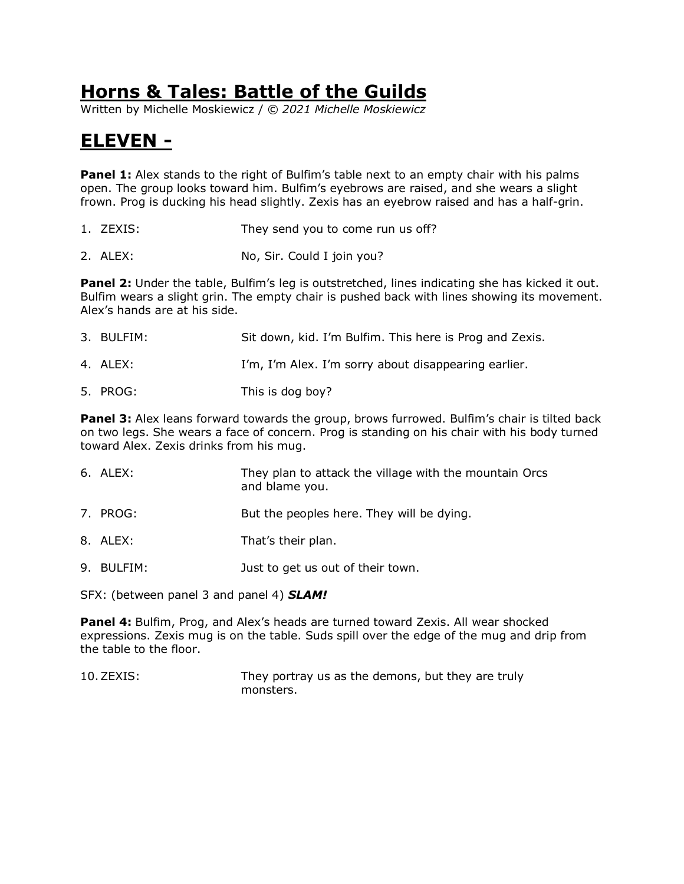# Horns & Tales: Battle of the Guilds

Written by Michelle Moskiewicz / *© 2021 Michelle Moskiewicz*

## ELEVEN -

**Panel 1:** Alex stands to the right of Bulfim's table next to an empty chair with his palms open. The group looks toward him. Bulfim's eyebrows are raised, and she wears a slight frown. Prog is ducking his head slightly. Zexis has an eyebrow raised and has a half-grin.

1. ZEXIS: They send you to come run us off?
2. ALEX: No, Sir. Could I join you?

**Panel 2:** Under the table, Bulfim's leg is outstretched, lines indicating she has kicked it out. Bulfim wears a slight grin. The empty chair is pushed back with lines showing its movement. Alex's hands are at his side.

3. BULFIM: Sit down, kid. I'm Bulfim. This here is Prog and Zexis.
4. ALEX: I'm, I'm Alex. I'm sorry about disappearing earlier.
5. PROG: This is dog boy?

**Panel 3:** Alex leans forward towards the group, brows furrowed. Bulfim's chair is tilted back on two legs. She wears a face of concern. Prog is standing on his chair with his body turned toward Alex. Zexis drinks from his mug.

6. ALEX: They plan to attack the village with the mountain Orcs and blame you.
7. PROG: But the peoples here. They will be dying.
8. ALEX: That's their plan.
9. BULFIM: Just to get us out of their town.

SFX: (between panel 3 and panel 4) ***SLAM!***

**Panel 4:** Bulfim, Prog, and Alex's heads are turned toward Zexis. All wear shocked expressions. Zexis mug is on the table. Suds spill over the edge of the mug and drip from the table to the floor.

10. ZEXIS: They portray us as the demons, but they are truly monsters.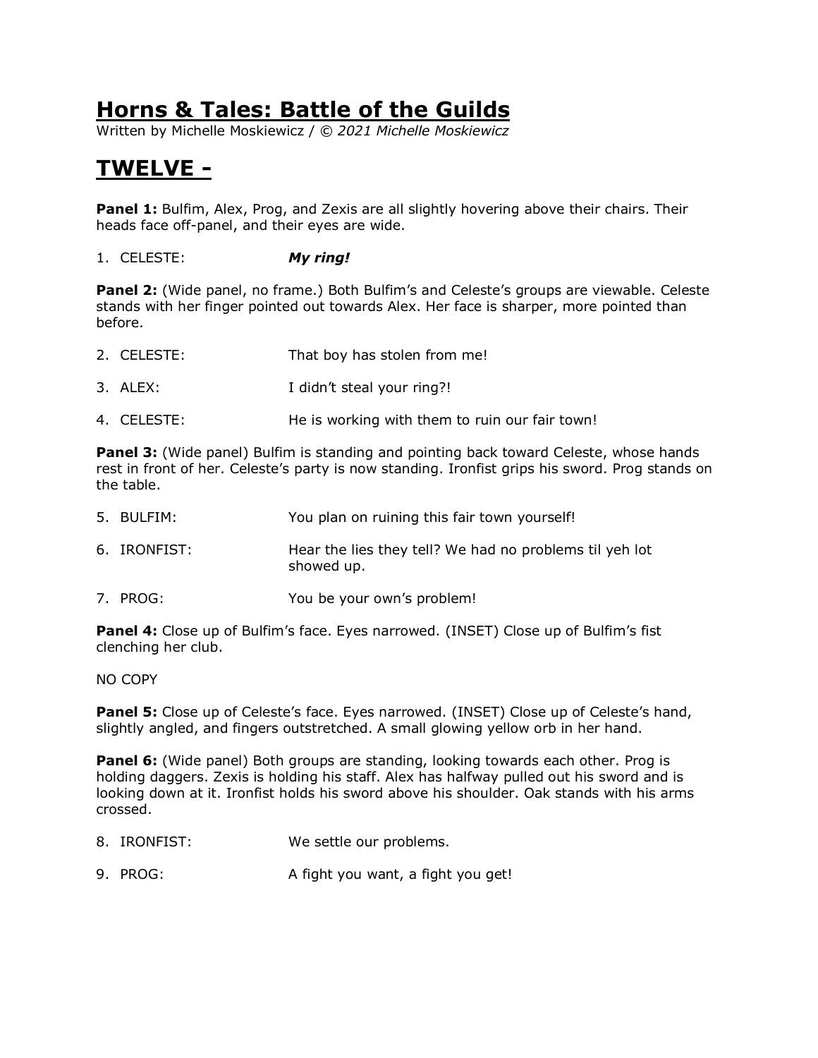# Horns & Tales: Battle of the Guilds

Written by Michelle Moskiewicz / *© 2021 Michelle Moskiewicz*

## TWELVE -

**Panel 1:** Bulfim, Alex, Prog, and Zexis are all slightly hovering above their chairs. Their heads face off-panel, and their eyes are wide.

1. CELESTE: ***My ring!***

**Panel 2:** (Wide panel, no frame.) Both Bulfim's and Celeste's groups are viewable. Celeste stands with her finger pointed out towards Alex. Her face is sharper, more pointed than before.

2. CELESTE: That boy has stolen from me!
3. ALEX: I didn't steal your ring?!
4. CELESTE: He is working with them to ruin our fair town!

**Panel 3:** (Wide panel) Bulfim is standing and pointing back toward Celeste, whose hands rest in front of her. Celeste's party is now standing. Ironfist grips his sword. Prog stands on the table.

5. BULFIM: You plan on ruining this fair town yourself!
6. IRONFIST: Hear the lies they tell? We had no problems til yeh lot showed up.
7. PROG: You be your own's problem!

**Panel 4:** Close up of Bulfim's face. Eyes narrowed. (INSET) Close up of Bulfim's fist clenching her club.

NO COPY

**Panel 5:** Close up of Celeste's face. Eyes narrowed. (INSET) Close up of Celeste's hand, slightly angled, and fingers outstretched. A small glowing yellow orb in her hand.

**Panel 6:** (Wide panel) Both groups are standing, looking towards each other. Prog is holding daggers. Zexis is holding his staff. Alex has halfway pulled out his sword and is looking down at it. Ironfist holds his sword above his shoulder. Oak stands with his arms crossed.

8. IRONFIST: We settle our problems.
9. PROG: A fight you want, a fight you get!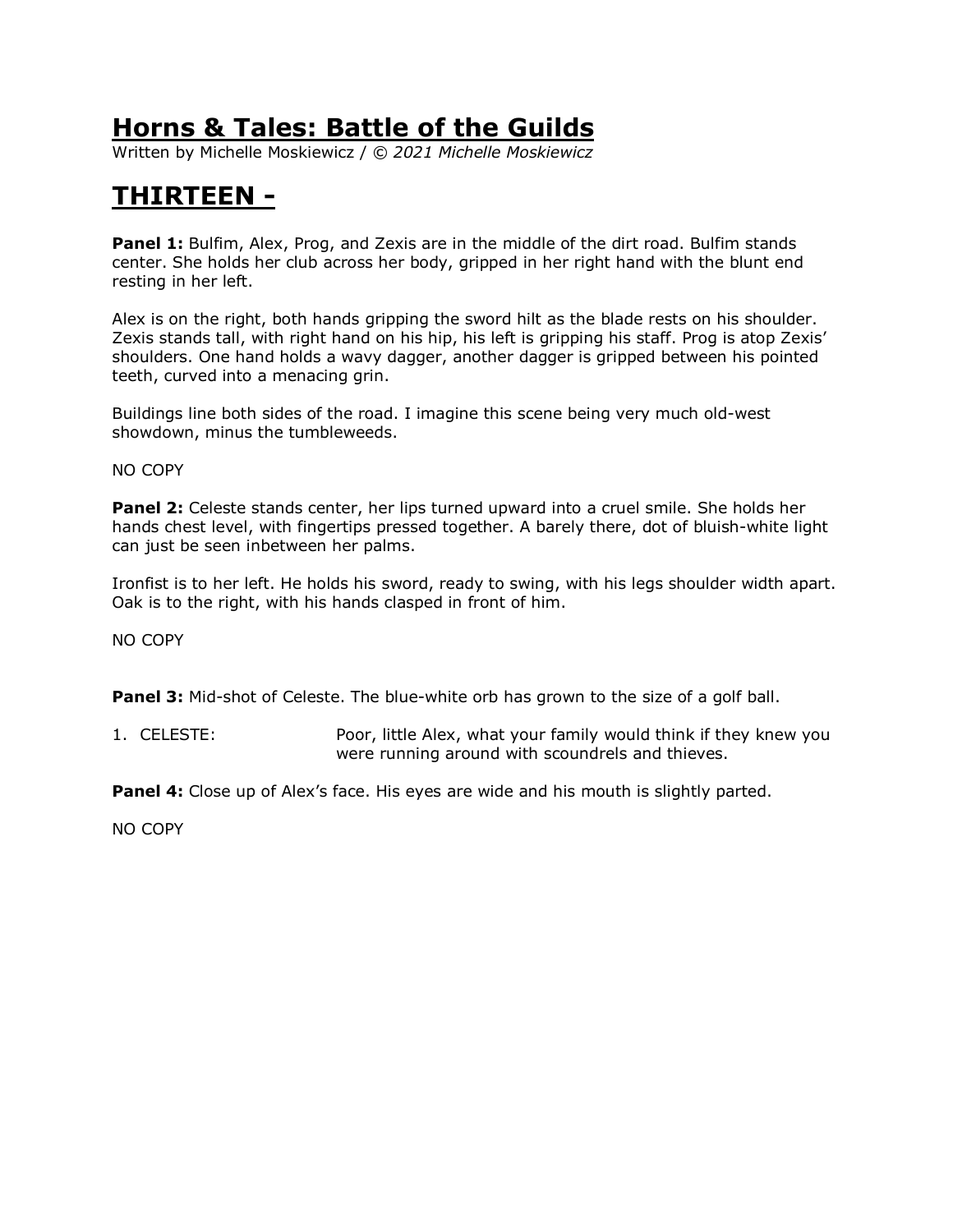# Horns & Tales: Battle of the Guilds

Written by Michelle Moskiewicz / *© 2021 Michelle Moskiewicz*

## THIRTEEN -

**Panel 1:** Bulfim, Alex, Prog, and Zexis are in the middle of the dirt road. Bulfim stands center. She holds her club across her body, gripped in her right hand with the blunt end resting in her left.

Alex is on the right, both hands gripping the sword hilt as the blade rests on his shoulder. Zexis stands tall, with right hand on his hip, his left is gripping his staff. Prog is atop Zexis' shoulders. One hand holds a wavy dagger, another dagger is gripped between his pointed teeth, curved into a menacing grin.

Buildings line both sides of the road. I imagine this scene being very much old-west showdown, minus the tumbleweeds.

NO COPY

**Panel 2:** Celeste stands center, her lips turned upward into a cruel smile. She holds her hands chest level, with fingertips pressed together. A barely there, dot of bluish-white light can just be seen inbetween her palms.

Ironfist is to her left. He holds his sword, ready to swing, with his legs shoulder width apart. Oak is to the right, with his hands clasped in front of him.

NO COPY

**Panel 3:** Mid-shot of Celeste. The blue-white orb has grown to the size of a golf ball.

1. CELESTE: Poor, little Alex, what your family would think if they knew you were running around with scoundrels and thieves.

**Panel 4:** Close up of Alex's face. His eyes are wide and his mouth is slightly parted.

NO COPY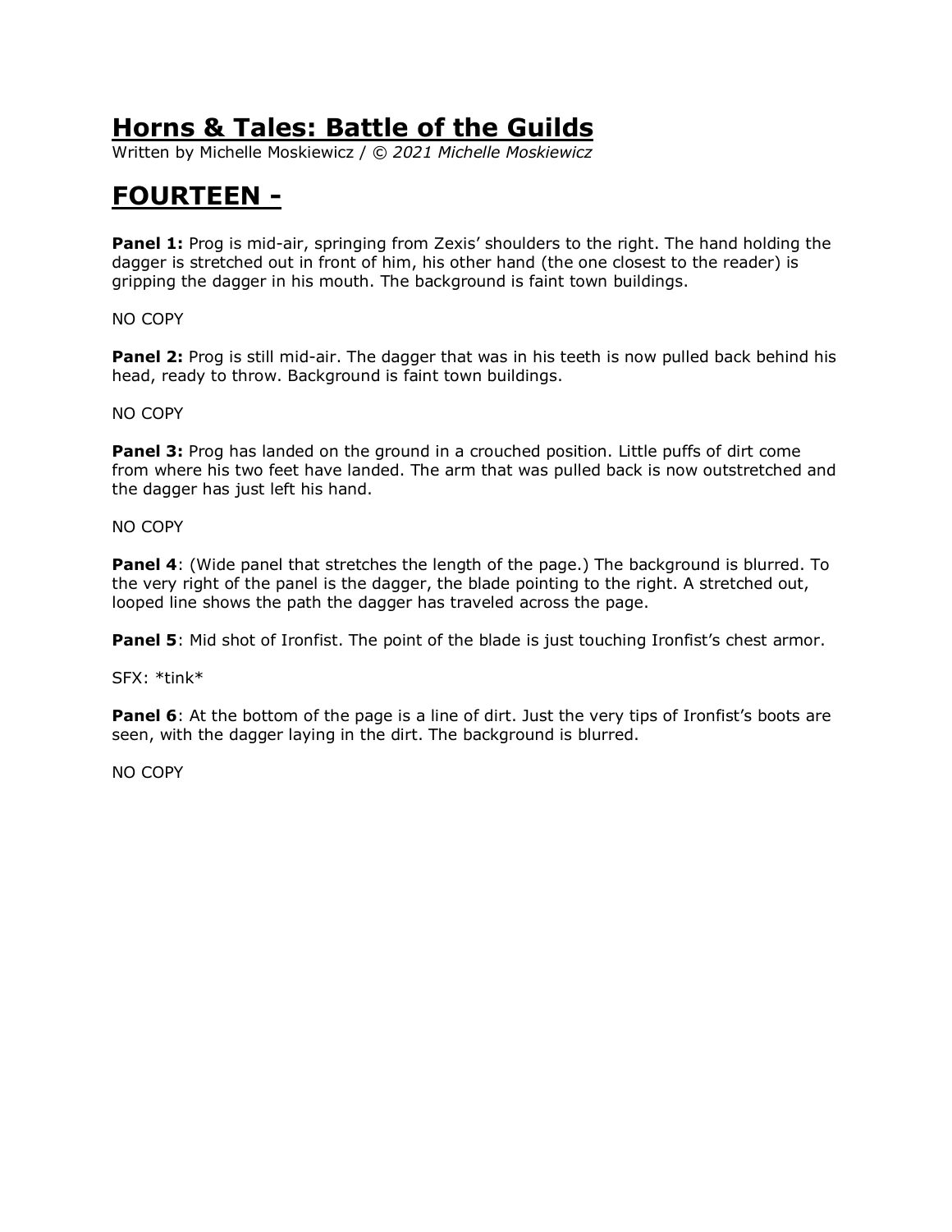# Horns & Tales: Battle of the Guilds

Written by Michelle Moskiewicz / *© 2021 Michelle Moskiewicz*

# FOURTEEN -

**Panel 1:** Prog is mid-air, springing from Zexis' shoulders to the right. The hand holding the dagger is stretched out in front of him, his other hand (the one closest to the reader) is gripping the dagger in his mouth. The background is faint town buildings.

NO COPY

**Panel 2:** Prog is still mid-air. The dagger that was in his teeth is now pulled back behind his head, ready to throw. Background is faint town buildings.

NO COPY

**Panel 3:** Prog has landed on the ground in a crouched position. Little puffs of dirt come from where his two feet have landed. The arm that was pulled back is now outstretched and the dagger has just left his hand.

NO COPY

**Panel 4**: (Wide panel that stretches the length of the page.) The background is blurred. To the very right of the panel is the dagger, the blade pointing to the right. A stretched out, looped line shows the path the dagger has traveled across the page.

**Panel 5**: Mid shot of Ironfist. The point of the blade is just touching Ironfist's chest armor.

SFX: *tink*

**Panel 6**: At the bottom of the page is a line of dirt. Just the very tips of Ironfist's boots are seen, with the dagger laying in the dirt. The background is blurred.

NO COPY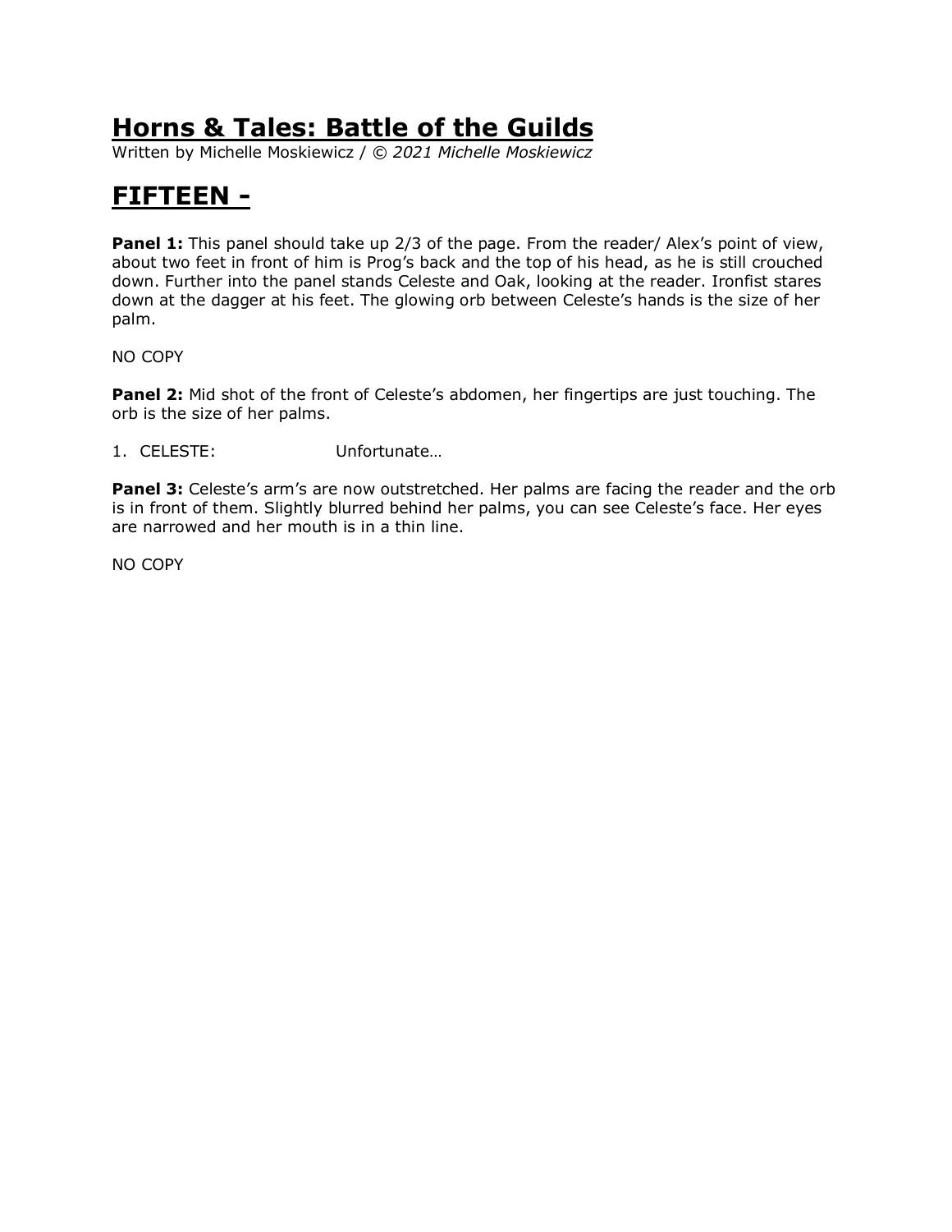# Horns & Tales: Battle of the Guilds

Written by Michelle Moskiewicz / *© 2021 Michelle Moskiewicz*

# FIFTEEN -

**Panel 1:** This panel should take up 2/3 of the page. From the reader/ Alex's point of view, about two feet in front of him is Prog's back and the top of his head, as he is still crouched down. Further into the panel stands Celeste and Oak, looking at the reader. Ironfist stares down at the dagger at his feet. The glowing orb between Celeste's hands is the size of her palm.

NO COPY

**Panel 2:** Mid shot of the front of Celeste's abdomen, her fingertips are just touching. The orb is the size of her palms.

1. CELESTE: Unfortunate…

**Panel 3:** Celeste's arm's are now outstretched. Her palms are facing the reader and the orb is in front of them. Slightly blurred behind her palms, you can see Celeste's face. Her eyes are narrowed and her mouth is in a thin line.

NO COPY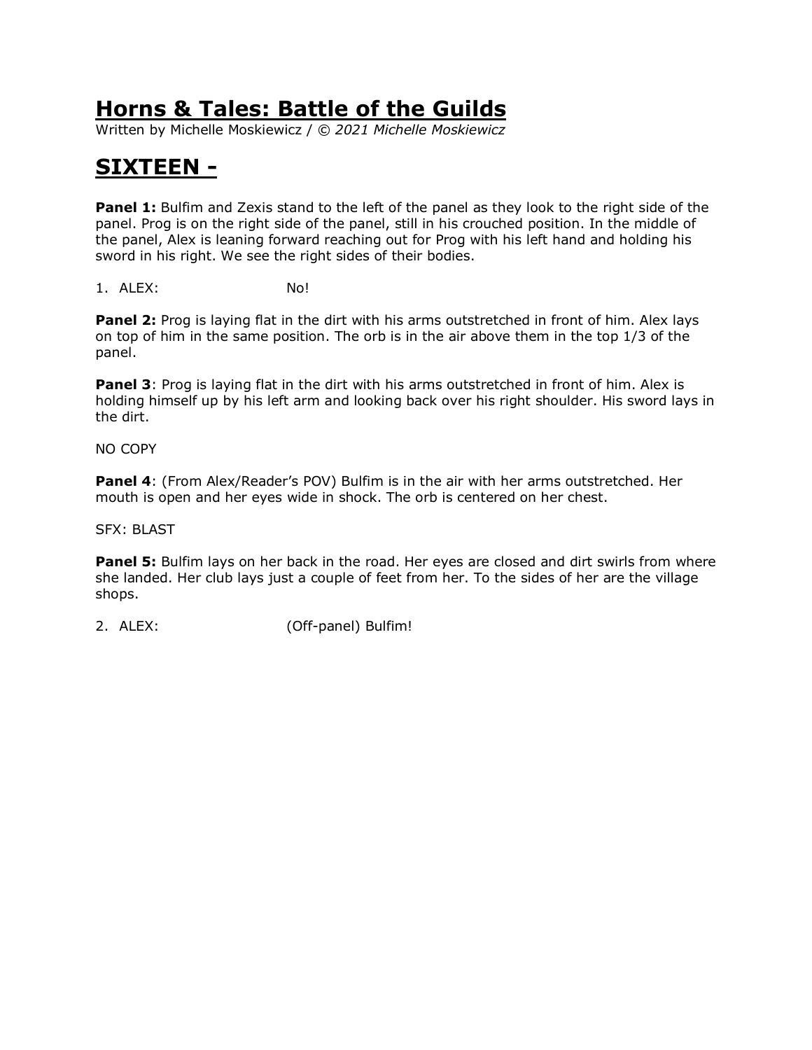# Horns & Tales: Battle of the Guilds

Written by Michelle Moskiewicz / *© 2021 Michelle Moskiewicz*

## SIXTEEN -

**Panel 1:** Bulfim and Zexis stand to the left of the panel as they look to the right side of the panel. Prog is on the right side of the panel, still in his crouched position. In the middle of the panel, Alex is leaning forward reaching out for Prog with his left hand and holding his sword in his right. We see the right sides of their bodies.

1. ALEX: No!

**Panel 2:** Prog is laying flat in the dirt with his arms outstretched in front of him. Alex lays on top of him in the same position. The orb is in the air above them in the top 1/3 of the panel.

**Panel 3**: Prog is laying flat in the dirt with his arms outstretched in front of him. Alex is holding himself up by his left arm and looking back over his right shoulder. His sword lays in the dirt.

NO COPY

**Panel 4**: (From Alex/Reader's POV) Bulfim is in the air with her arms outstretched. Her mouth is open and her eyes wide in shock. The orb is centered on her chest.

SFX: BLAST

**Panel 5:** Bulfim lays on her back in the road. Her eyes are closed and dirt swirls from where she landed. Her club lays just a couple of feet from her. To the sides of her are the village shops.

2. ALEX: (Off-panel) Bulfim!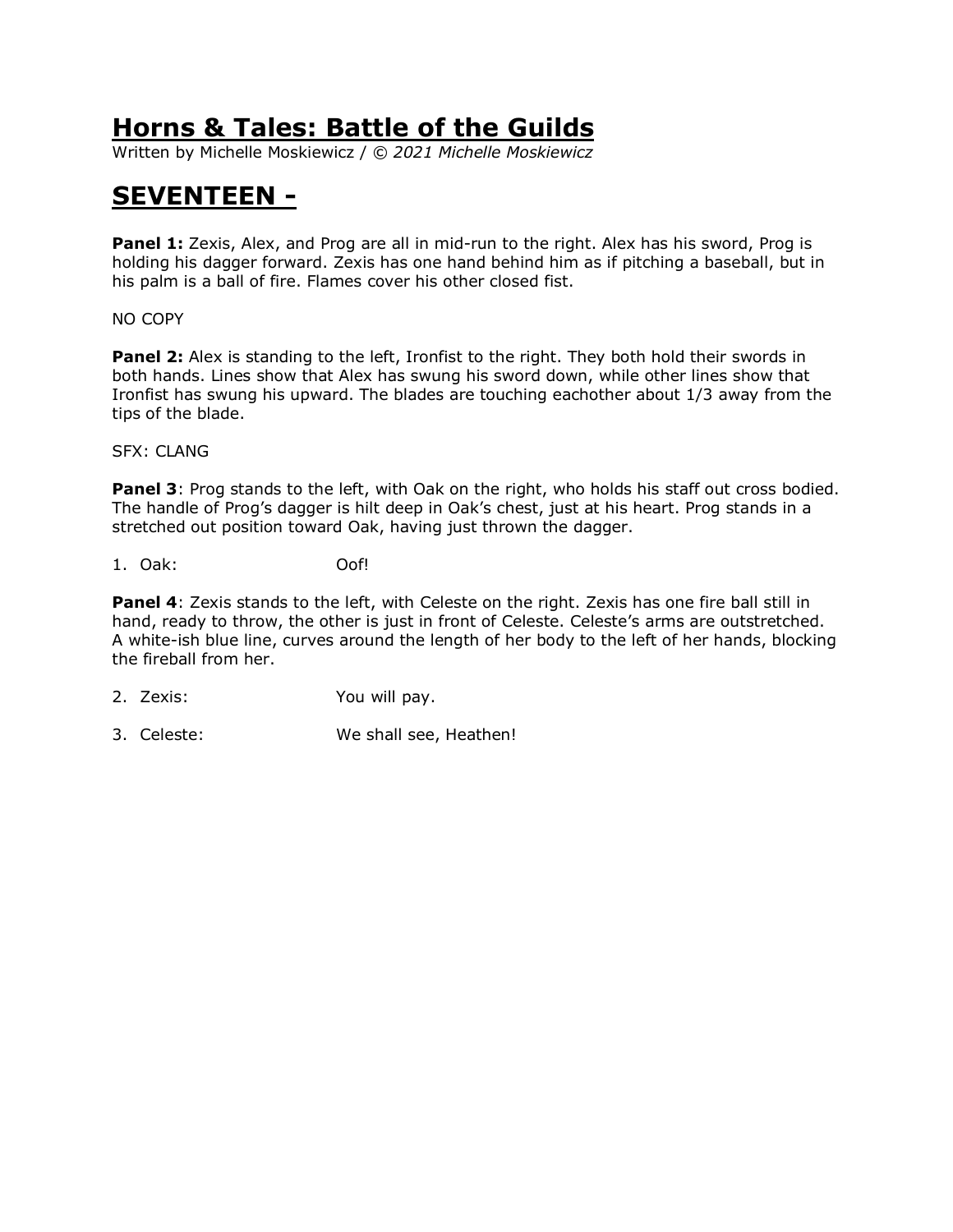# Horns & Tales: Battle of the Guilds

Written by Michelle Moskiewicz / *© 2021 Michelle Moskiewicz*

## SEVENTEEN -

**Panel 1:** Zexis, Alex, and Prog are all in mid-run to the right. Alex has his sword, Prog is holding his dagger forward. Zexis has one hand behind him as if pitching a baseball, but in his palm is a ball of fire. Flames cover his other closed fist.

NO COPY

**Panel 2:** Alex is standing to the left, Ironfist to the right. They both hold their swords in both hands. Lines show that Alex has swung his sword down, while other lines show that Ironfist has swung his upward. The blades are touching eachother about 1/3 away from the tips of the blade.

SFX: CLANG

**Panel 3**: Prog stands to the left, with Oak on the right, who holds his staff out cross bodied. The handle of Prog's dagger is hilt deep in Oak's chest, just at his heart. Prog stands in a stretched out position toward Oak, having just thrown the dagger.

1. Oak: Oof!

**Panel 4**: Zexis stands to the left, with Celeste on the right. Zexis has one fire ball still in hand, ready to throw, the other is just in front of Celeste. Celeste's arms are outstretched. A white-ish blue line, curves around the length of her body to the left of her hands, blocking the fireball from her.

2. Zexis: You will pay.
3. Celeste: We shall see, Heathen!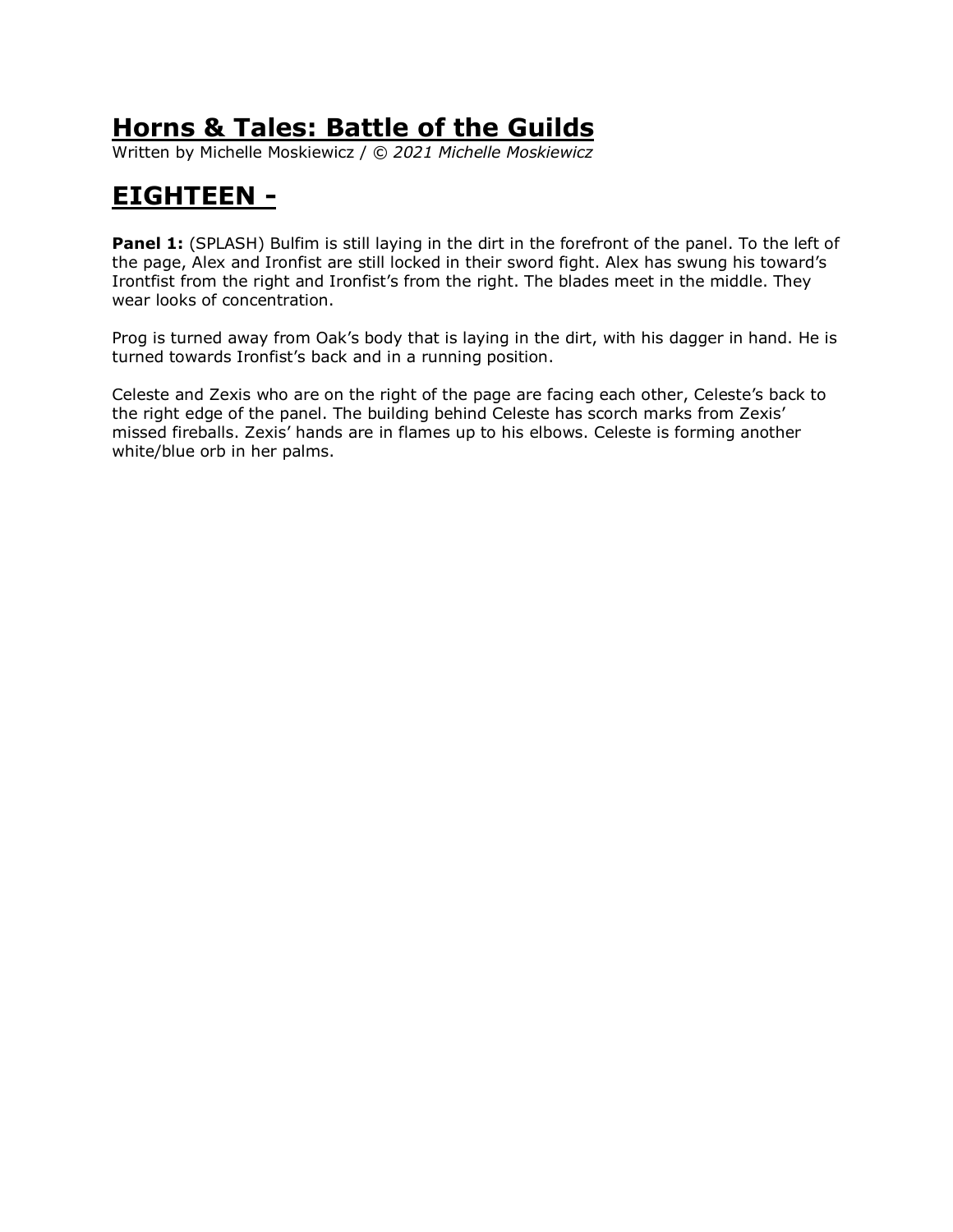# Horns & Tales: Battle of the Guilds

Written by Michelle Moskiewicz / *© 2021 Michelle Moskiewicz*

## EIGHTEEN -

**Panel 1:** (SPLASH) Bulfim is still laying in the dirt in the forefront of the panel. To the left of the page, Alex and Ironfist are still locked in their sword fight. Alex has swung his toward's Irontfist from the right and Ironfist's from the right. The blades meet in the middle. They wear looks of concentration.

Prog is turned away from Oak's body that is laying in the dirt, with his dagger in hand. He is turned towards Ironfist's back and in a running position.

Celeste and Zexis who are on the right of the page are facing each other, Celeste's back to the right edge of the panel. The building behind Celeste has scorch marks from Zexis' missed fireballs. Zexis' hands are in flames up to his elbows. Celeste is forming another white/blue orb in her palms.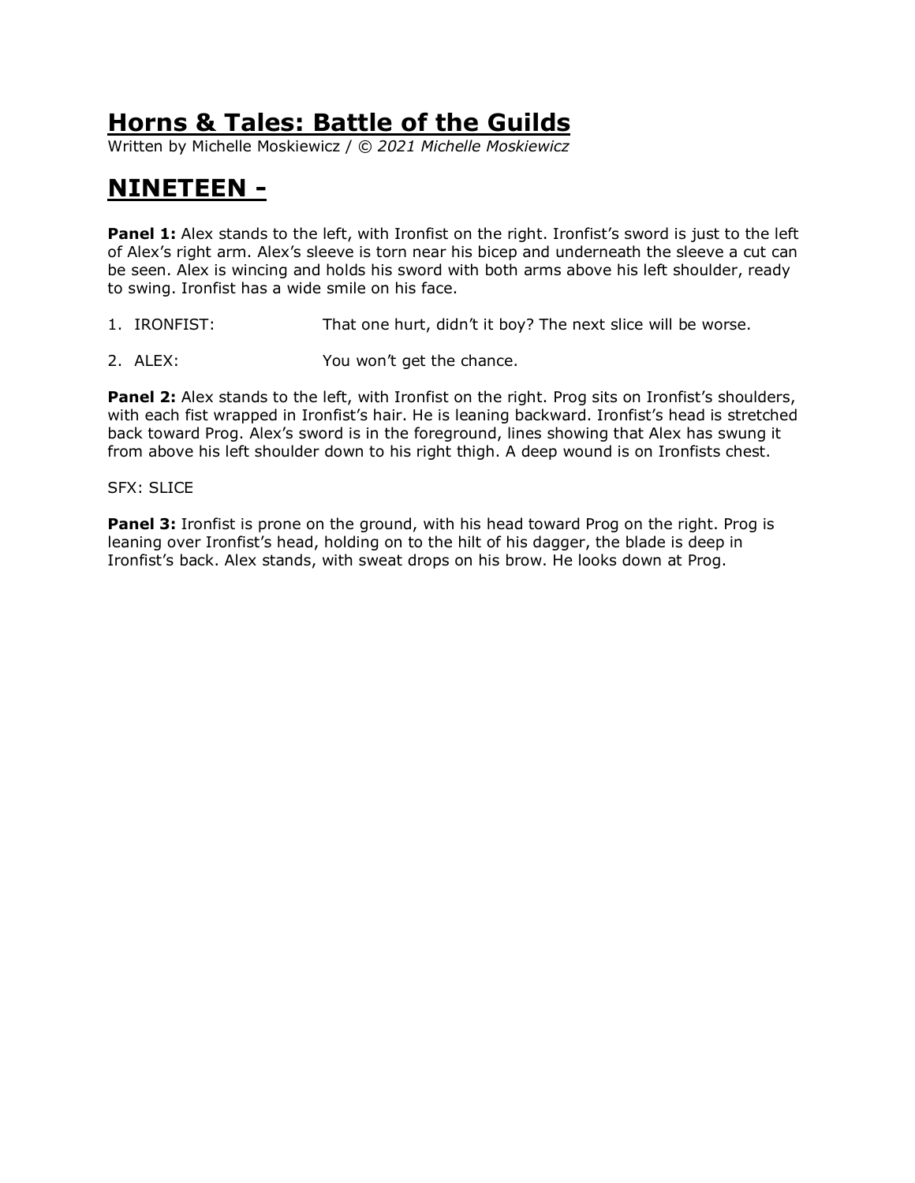# Horns & Tales: Battle of the Guilds

Written by Michelle Moskiewicz / *© 2021 Michelle Moskiewicz*

## NINETEEN -

**Panel 1:** Alex stands to the left, with Ironfist on the right. Ironfist's sword is just to the left of Alex's right arm. Alex's sleeve is torn near his bicep and underneath the sleeve a cut can be seen. Alex is wincing and holds his sword with both arms above his left shoulder, ready to swing. Ironfist has a wide smile on his face.

1. IRONFIST: That one hurt, didn't it boy? The next slice will be worse.

2. ALEX: You won't get the chance.

**Panel 2:** Alex stands to the left, with Ironfist on the right. Prog sits on Ironfist's shoulders, with each fist wrapped in Ironfist's hair. He is leaning backward. Ironfist's head is stretched back toward Prog. Alex's sword is in the foreground, lines showing that Alex has swung it from above his left shoulder down to his right thigh. A deep wound is on Ironfists chest.

SFX: SLICE

**Panel 3:** Ironfist is prone on the ground, with his head toward Prog on the right. Prog is leaning over Ironfist's head, holding on to the hilt of his dagger, the blade is deep in Ironfist's back. Alex stands, with sweat drops on his brow. He looks down at Prog.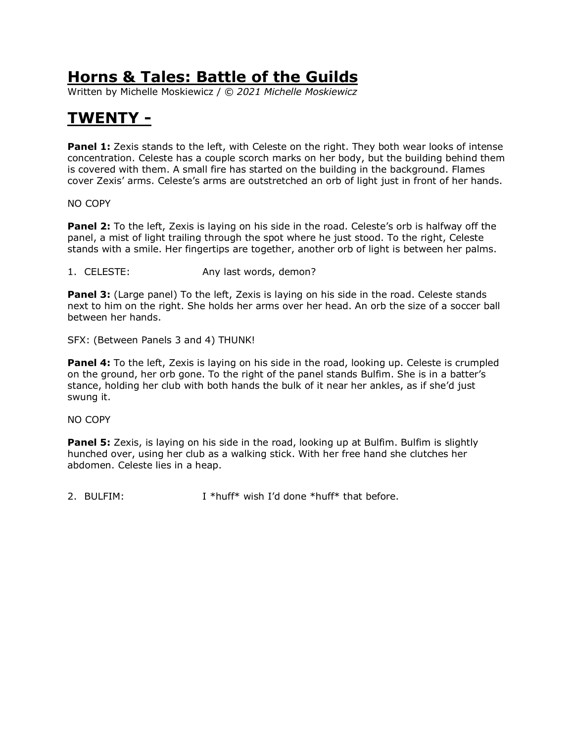# Horns & Tales: Battle of the Guilds

Written by Michelle Moskiewicz / *© 2021 Michelle Moskiewicz*

## TWENTY -

**Panel 1:** Zexis stands to the left, with Celeste on the right. They both wear looks of intense concentration. Celeste has a couple scorch marks on her body, but the building behind them is covered with them. A small fire has started on the building in the background. Flames cover Zexis' arms. Celeste's arms are outstretched an orb of light just in front of her hands.

NO COPY

**Panel 2:** To the left, Zexis is laying on his side in the road. Celeste's orb is halfway off the panel, a mist of light trailing through the spot where he just stood. To the right, Celeste stands with a smile. Her fingertips are together, another orb of light is between her palms.

1. CELESTE: Any last words, demon?

**Panel 3:** (Large panel) To the left, Zexis is laying on his side in the road. Celeste stands next to him on the right. She holds her arms over her head. An orb the size of a soccer ball between her hands.

SFX: (Between Panels 3 and 4) THUNK!

**Panel 4:** To the left, Zexis is laying on his side in the road, looking up. Celeste is crumpled on the ground, her orb gone. To the right of the panel stands Bulfim. She is in a batter's stance, holding her club with both hands the bulk of it near her ankles, as if she'd just swung it.

NO COPY

**Panel 5:** Zexis, is laying on his side in the road, looking up at Bulfim. Bulfim is slightly hunched over, using her club as a walking stick. With her free hand she clutches her abdomen. Celeste lies in a heap.

2. BULFIM: I *huff* wish I'd done *huff* that before.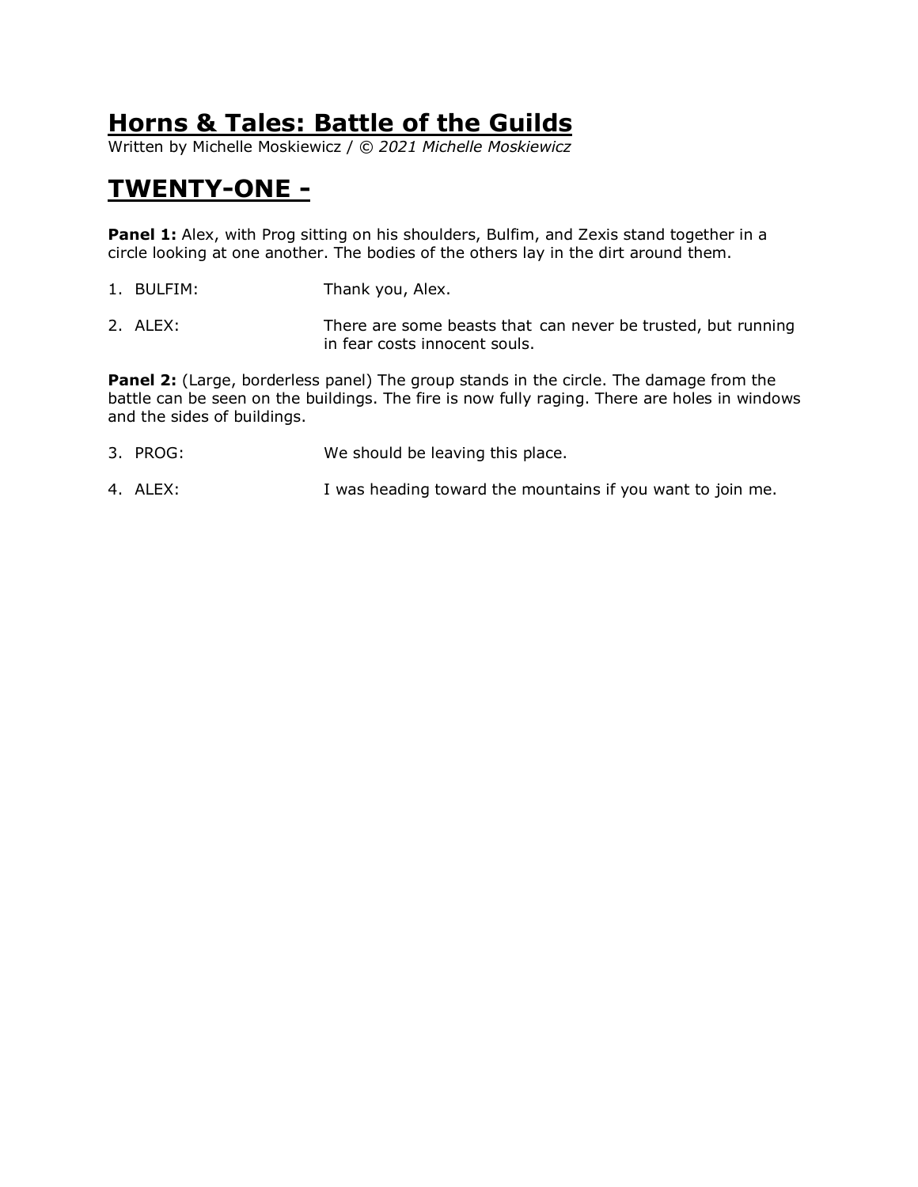# Horns & Tales: Battle of the Guilds

Written by Michelle Moskiewicz / *© 2021 Michelle Moskiewicz*

## TWENTY-ONE -

**Panel 1:** Alex, with Prog sitting on his shoulders, Bulfim, and Zexis stand together in a circle looking at one another. The bodies of the others lay in the dirt around them.

1. BULFIM: Thank you, Alex.
2. ALEX: There are some beasts that can never be trusted, but running in fear costs innocent souls.

**Panel 2:** (Large, borderless panel) The group stands in the circle. The damage from the battle can be seen on the buildings. The fire is now fully raging. There are holes in windows and the sides of buildings.

3. PROG: We should be leaving this place.
4. ALEX: I was heading toward the mountains if you want to join me.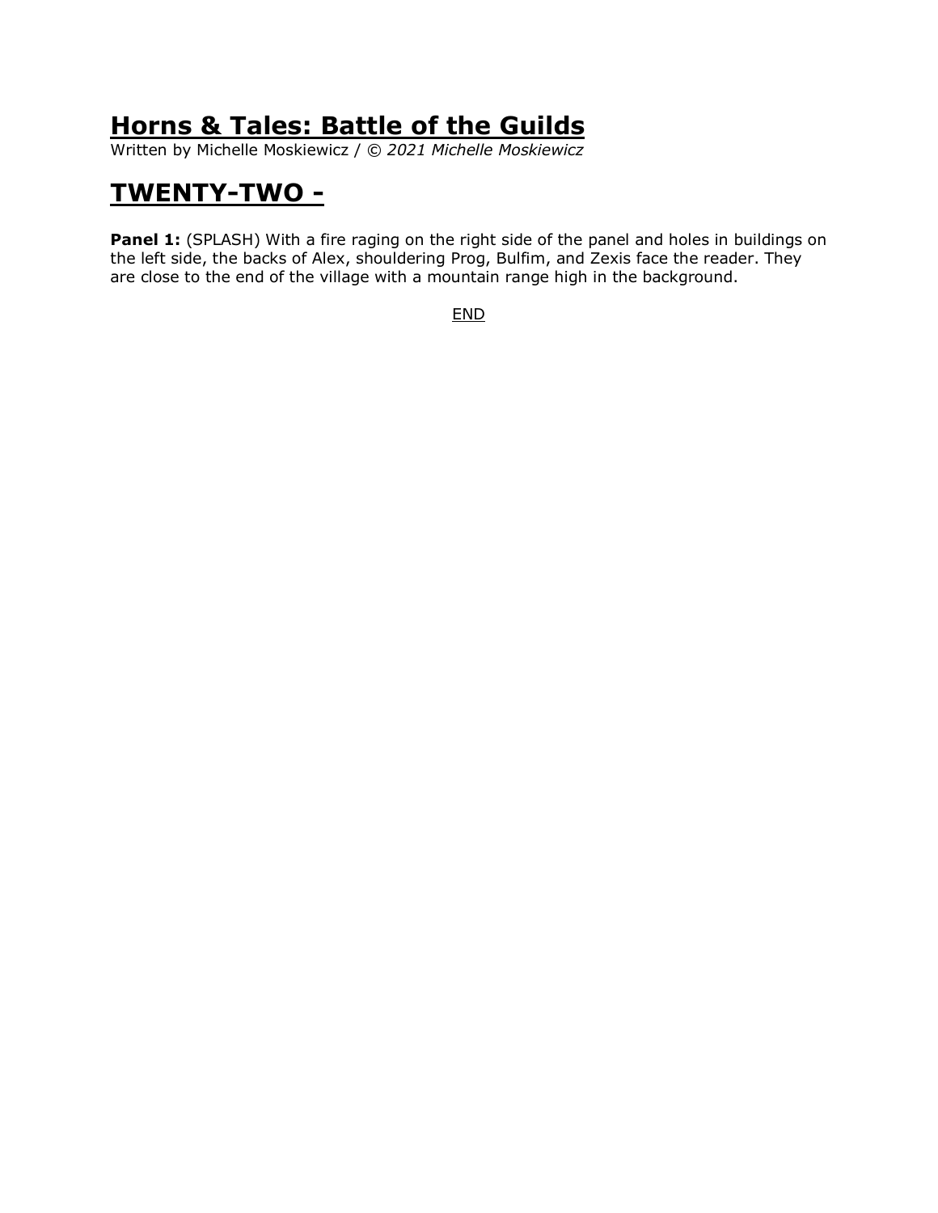# Horns & Tales: Battle of the Guilds

Written by Michelle Moskiewicz / *© 2021 Michelle Moskiewicz*

## TWENTY-TWO -

**Panel 1:** (SPLASH) With a fire raging on the right side of the panel and holes in buildings on the left side, the backs of Alex, shouldering Prog, Bulfim, and Zexis face the reader. They are close to the end of the village with a mountain range high in the background.

END